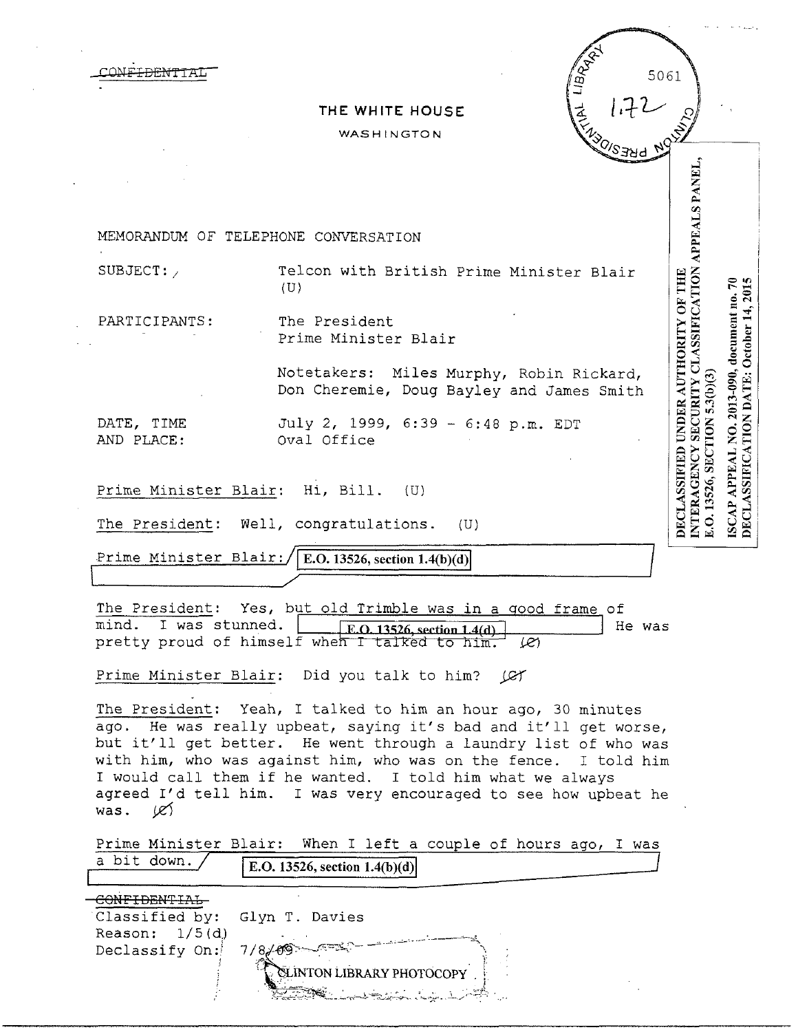~~CONFIDENTIAL~~

THE WHITE HOUSE

WASHINGTON

CLINTON PRESIDENTIAL LIBRARY

5061

1.72

DECLASSIFIED UNDER AUTHORITY OF THE INTERAGENCY SECURITY CLASSIFICATION APPEALS PANEL, E.O. 13526, SECTION 5.3(b)(3)

ISCAP APPEAL NO. 2013-090, document no. 70
DECLASSIFICATION DATE: October 14, 2015

MEMORANDUM OF TELEPHONE CONVERSATION

SUBJECT: Telcon with British Prime Minister Blair (U)

PARTICIPANTS: The President
Prime Minister Blair

Notetakers: Miles Murphy, Robin Rickard, Don Cheremie, Doug Bayley and James Smith

DATE, TIME AND PLACE: July 2, 1999, 6:39 - 6:48 p.m. EDT
Oval Office

Prime Minister Blair: Hi, Bill. (U)

The President: Well, congratulations. (U)

Prime Minister Blair: E.O. 13526, section 1.4(b)(d)

The President: Yes, but old Trimble was in a good frame of mind. I was stunned. E.O. 13526, section 1.4(d) He was pretty proud of himself when I talked to him. (C)

Prime Minister Blair: Did you talk to him? (C)

The President: Yeah, I talked to him an hour ago, 30 minutes ago. He was really upbeat, saying it's bad and it'll get worse, but it'll get better. He went through a laundry list of who was with him, who was against him, who was on the fence. I told him I would call them if he wanted. I told him what we always agreed I'd tell him. I was very encouraged to see how upbeat he was. (C)

Prime Minister Blair: When I left a couple of hours ago, I was a bit down. E.O. 13526, section 1.4(b)(d)

~~CONFIDENTIAL~~
Classified by: Glyn T. Davies
Reason: 1/5(d)
Declassify On: 7/8/09

CLINTON LIBRARY PHOTOCOPY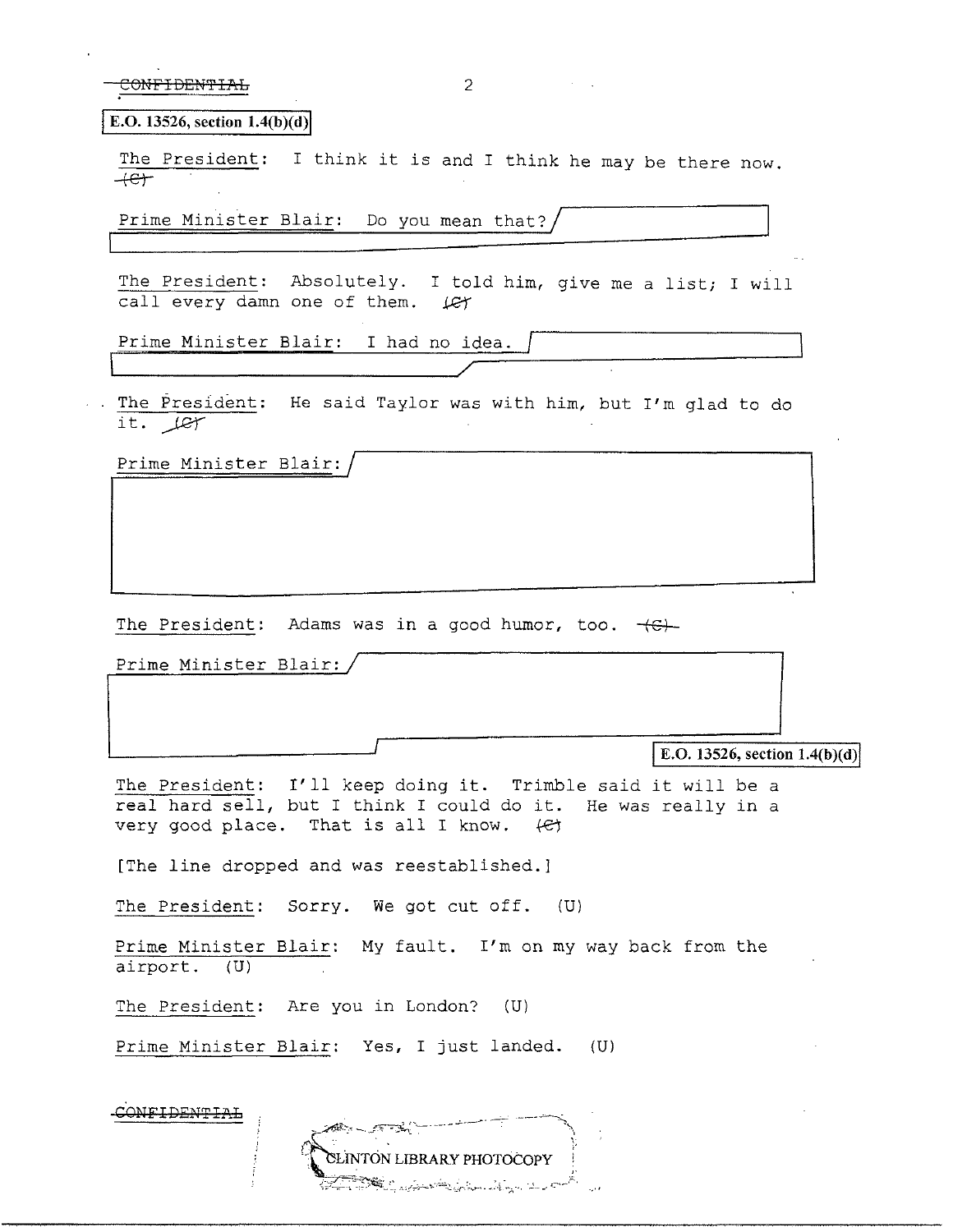CONFIDENTIAL

E.O. 13526, section 1.4(b)(d)

The President: I think it is and I think he may be there now. (C)

Prime Minister Blair: Do you mean that?

The President: Absolutely. I told him, give me a list; I will call every damn one of them. (C)

Prime Minister Blair: I had no idea.

The President: He said Taylor was with him, but I'm glad to do it. (C)

Prime Minister Blair:

The President: Adams was in a good humor, too. (C)

Prime Minister Blair:

E.O. 13526, section 1.4(b)(d)

The President: I'll keep doing it. Trimble said it will be a real hard sell, but I think I could do it. He was really in a very good place. That is all I know. (C)

[The line dropped and was reestablished.]

The President: Sorry. We got cut off. (U)

Prime Minister Blair: My fault. I'm on my way back from the airport. (U)

The President: Are you in London? (U)

Prime Minister Blair: Yes, I just landed. (U)

CONFIDENTIAL

CLINTON LIBRARY PHOTOCOPY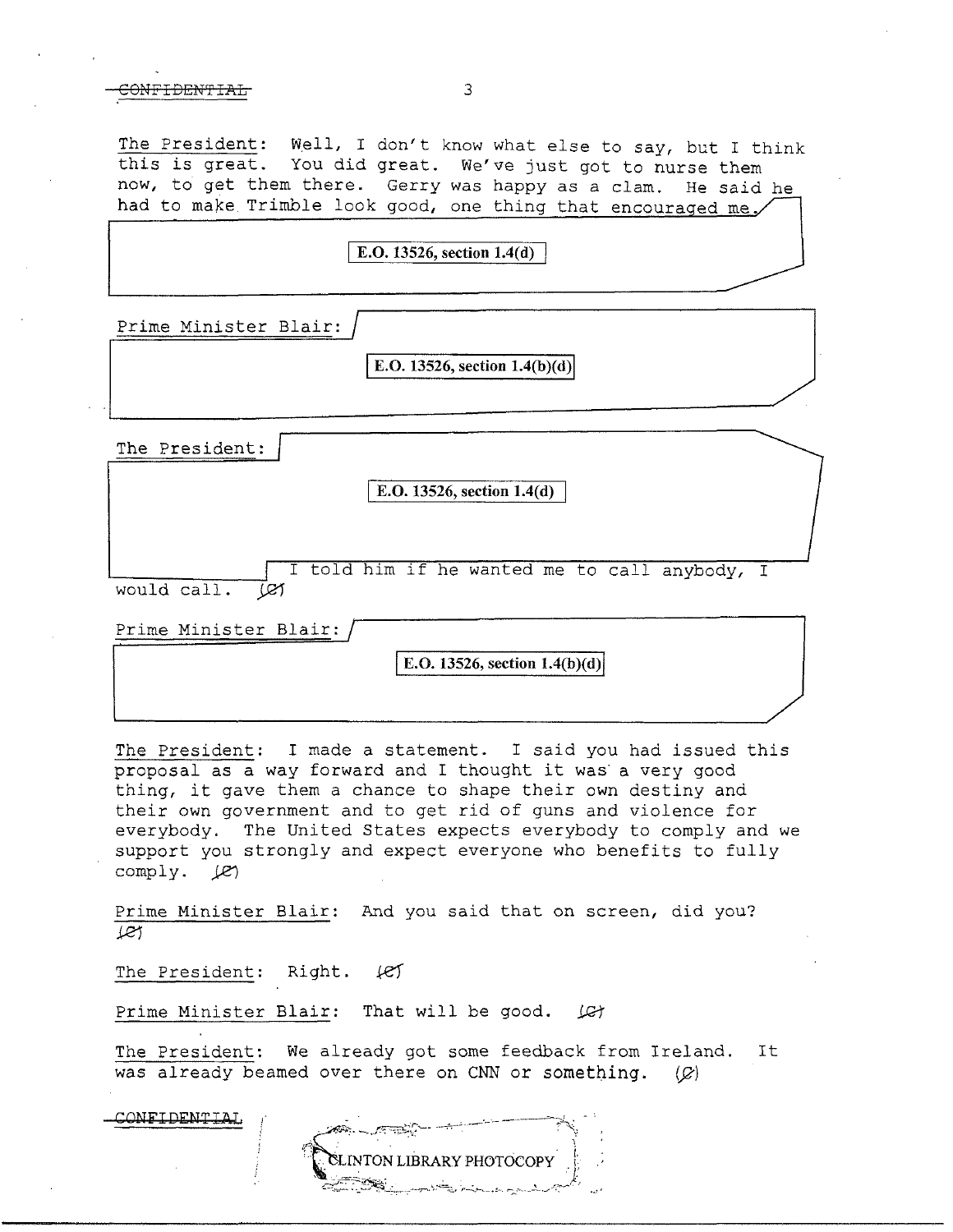The President: Well, I don't know what else to say, but I think this is great. You did great. We've just got to nurse them now, to get them there. Gerry was happy as a clam. He said he had to make Trimble look good, one thing that encouraged me.

**E.O. 13526, section 1.4(d)**

Prime Minister Blair:

**E.O. 13526, section 1.4(b)(d)**

The President:

**E.O. 13526, section 1.4(d)**

I told him if he wanted me to call anybody, I would call. (C)

Prime Minister Blair:

**E.O. 13526, section 1.4(b)(d)**

The President: I made a statement. I said you had issued this proposal as a way forward and I thought it was a very good thing, it gave them a chance to shape their own destiny and their own government and to get rid of guns and violence for everybody. The United States expects everybody to comply and we support you strongly and expect everyone who benefits to fully comply. (C)

Prime Minister Blair: And you said that on screen, did you? (C)

The President: Right. (C)

Prime Minister Blair: That will be good. (C)

The President: We already got some feedback from Ireland. It was already beamed over there on CNN or something. (C)

CONFIDENTIAL

CLINTON LIBRARY PHOTOCOPY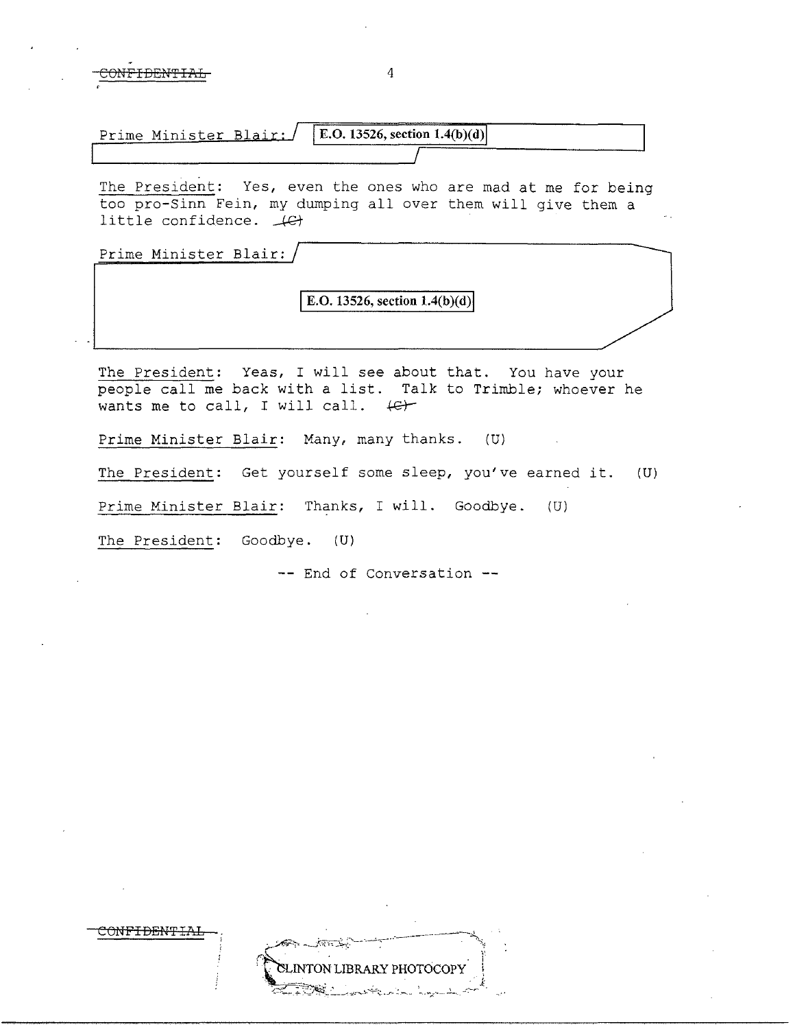Prime Minister Blair: E.O. 13526, section 1.4(b)(d)

The President: Yes, even the ones who are mad at me for being too pro-Sinn Fein, my dumping all over them will give them a little confidence. (C)

Prime Minister Blair: E.O. 13526, section 1.4(b)(d)

The President: Yeas, I will see about that. You have your people call me back with a list. Talk to Trimble; whoever he wants me to call, I will call. (C)

Prime Minister Blair: Many, many thanks. (U)

The President: Get yourself some sleep, you've earned it. (U)

Prime Minister Blair: Thanks, I will. Goodbye. (U)

The President: Goodbye. (U)

-- End of Conversation --